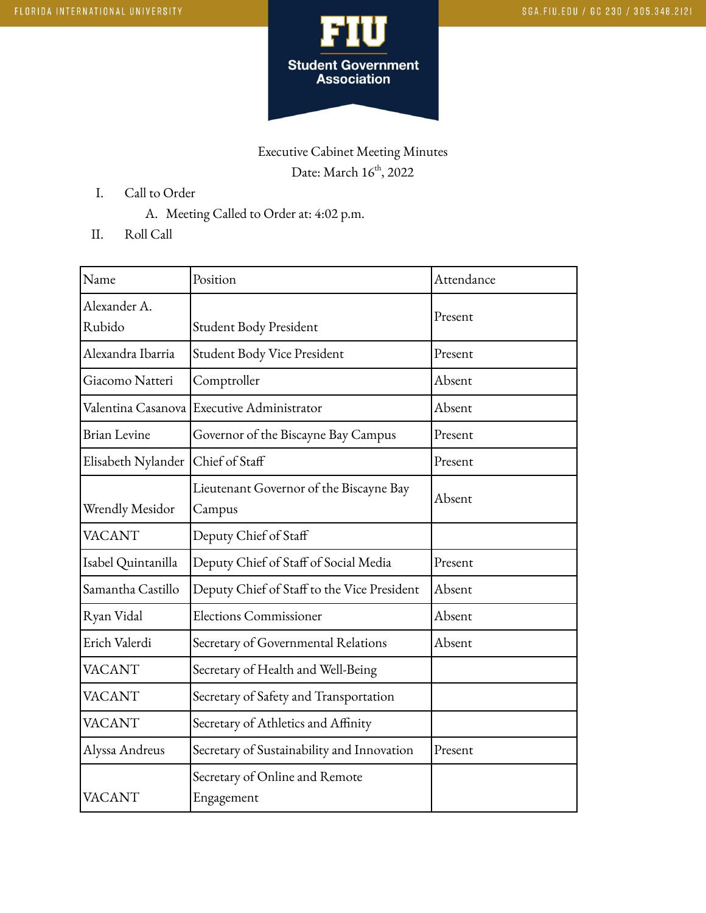Executive Cabinet Meeting Minutes

Date: March 16th, 2022

I. Call to Order
   A. Meeting Called to Order at: 4:02 p.m.

II. Roll Call

| Name | Position | Attendance |
| --- | --- | --- |
| Alexander A. Rubido | Student Body President | Present |
| Alexandra Ibarria | Student Body Vice President | Present |
| Giacomo Natteri | Comptroller | Absent |
| Valentina Casanova | Executive Administrator | Absent |
| Brian Levine | Governor of the Biscayne Bay Campus | Present |
| Elisabeth Nylander | Chief of Staff | Present |
| Wrendly Mesidor | Lieutenant Governor of the Biscayne Bay Campus | Absent |
| VACANT | Deputy Chief of Staff | |
| Isabel Quintanilla | Deputy Chief of Staff of Social Media | Present |
| Samantha Castillo | Deputy Chief of Staff to the Vice President | Absent |
| Ryan Vidal | Elections Commissioner | Absent |
| Erich Valerdi | Secretary of Governmental Relations | Absent |
| VACANT | Secretary of Health and Well-Being | |
| VACANT | Secretary of Safety and Transportation | |
| VACANT | Secretary of Athletics and Affinity | |
| Alyssa Andreus | Secretary of Sustainability and Innovation | Present |
| VACANT | Secretary of Online and Remote Engagement | |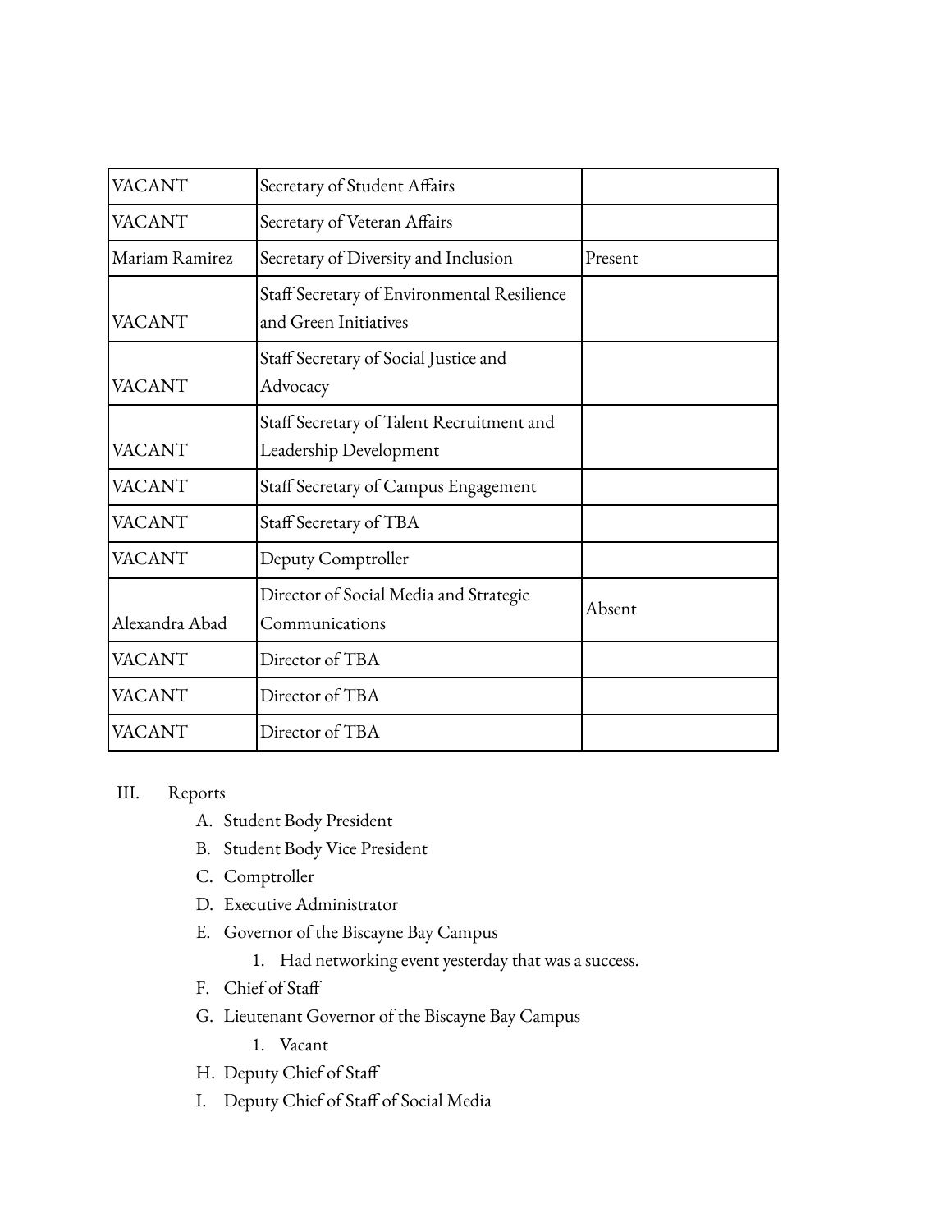| | | |
|---|---|---|
| VACANT | Secretary of Student Affairs | |
| VACANT | Secretary of Veteran Affairs | |
| Mariam Ramirez | Secretary of Diversity and Inclusion | Present |
| VACANT | Staff Secretary of Environmental Resilience and Green Initiatives | |
| VACANT | Staff Secretary of Social Justice and Advocacy | |
| VACANT | Staff Secretary of Talent Recruitment and Leadership Development | |
| VACANT | Staff Secretary of Campus Engagement | |
| VACANT | Staff Secretary of TBA | |
| VACANT | Deputy Comptroller | |
| Alexandra Abad | Director of Social Media and Strategic Communications | Absent |
| VACANT | Director of TBA | |
| VACANT | Director of TBA | |
| VACANT | Director of TBA | |

III. Reports

A. Student Body President

B. Student Body Vice President

C. Comptroller

D. Executive Administrator

E. Governor of the Biscayne Bay Campus

   1. Had networking event yesterday that was a success.

F. Chief of Staff

G. Lieutenant Governor of the Biscayne Bay Campus

   1. Vacant

H. Deputy Chief of Staff

I. Deputy Chief of Staff of Social Media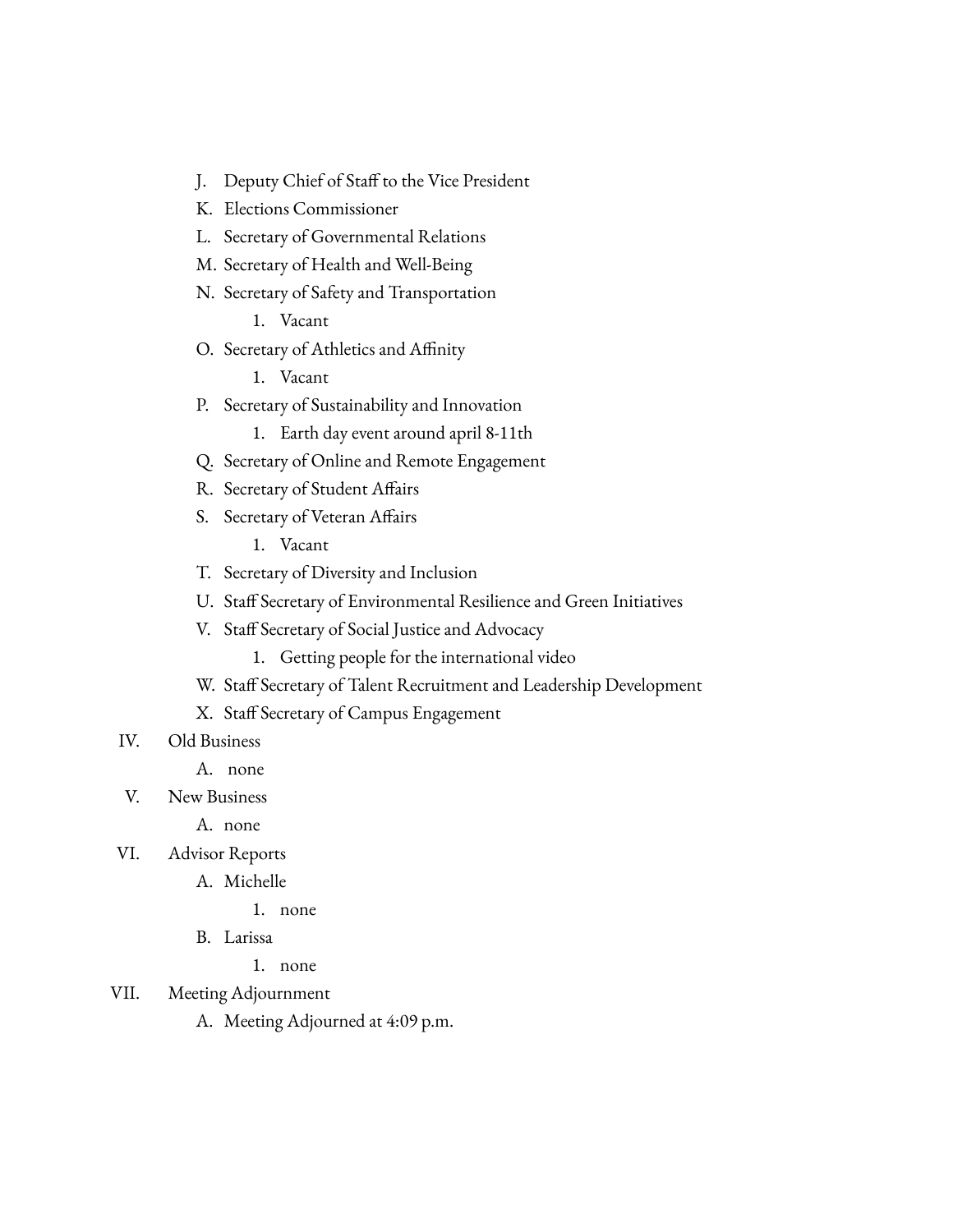J. Deputy Chief of Staff to the Vice President
K. Elections Commissioner
L. Secretary of Governmental Relations
M. Secretary of Health and Well-Being
N. Secretary of Safety and Transportation
    1. Vacant
O. Secretary of Athletics and Affinity
    1. Vacant
P. Secretary of Sustainability and Innovation
    1. Earth day event around april 8-11th
Q. Secretary of Online and Remote Engagement
R. Secretary of Student Affairs
S. Secretary of Veteran Affairs
    1. Vacant
T. Secretary of Diversity and Inclusion
U. Staff Secretary of Environmental Resilience and Green Initiatives
V. Staff Secretary of Social Justice and Advocacy
    1. Getting people for the international video
W. Staff Secretary of Talent Recruitment and Leadership Development
X. Staff Secretary of Campus Engagement

IV. Old Business
    A. none

V. New Business
    A. none

VI. Advisor Reports
    A. Michelle
        1. none
    B. Larissa
        1. none

VII. Meeting Adjournment
    A. Meeting Adjourned at 4:09 p.m.